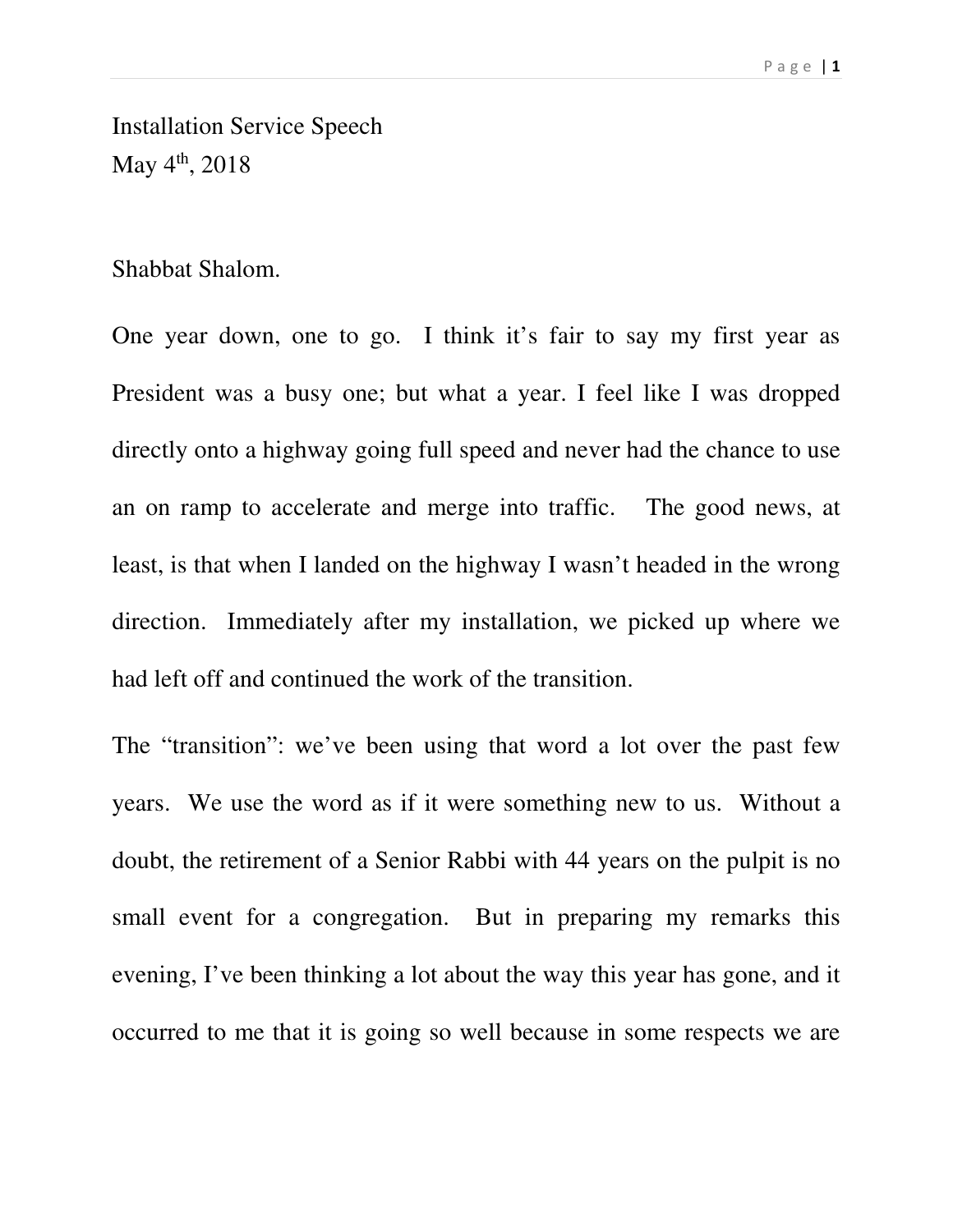Installation Service Speech
May 4th, 2018

Shabbat Shalom.

One year down, one to go. I think it's fair to say my first year as President was a busy one; but what a year. I feel like I was dropped directly onto a highway going full speed and never had the chance to use an on ramp to accelerate and merge into traffic. The good news, at least, is that when I landed on the highway I wasn't headed in the wrong direction. Immediately after my installation, we picked up where we had left off and continued the work of the transition.

The "transition": we've been using that word a lot over the past few years. We use the word as if it were something new to us. Without a doubt, the retirement of a Senior Rabbi with 44 years on the pulpit is no small event for a congregation. But in preparing my remarks this evening, I've been thinking a lot about the way this year has gone, and it occurred to me that it is going so well because in some respects we are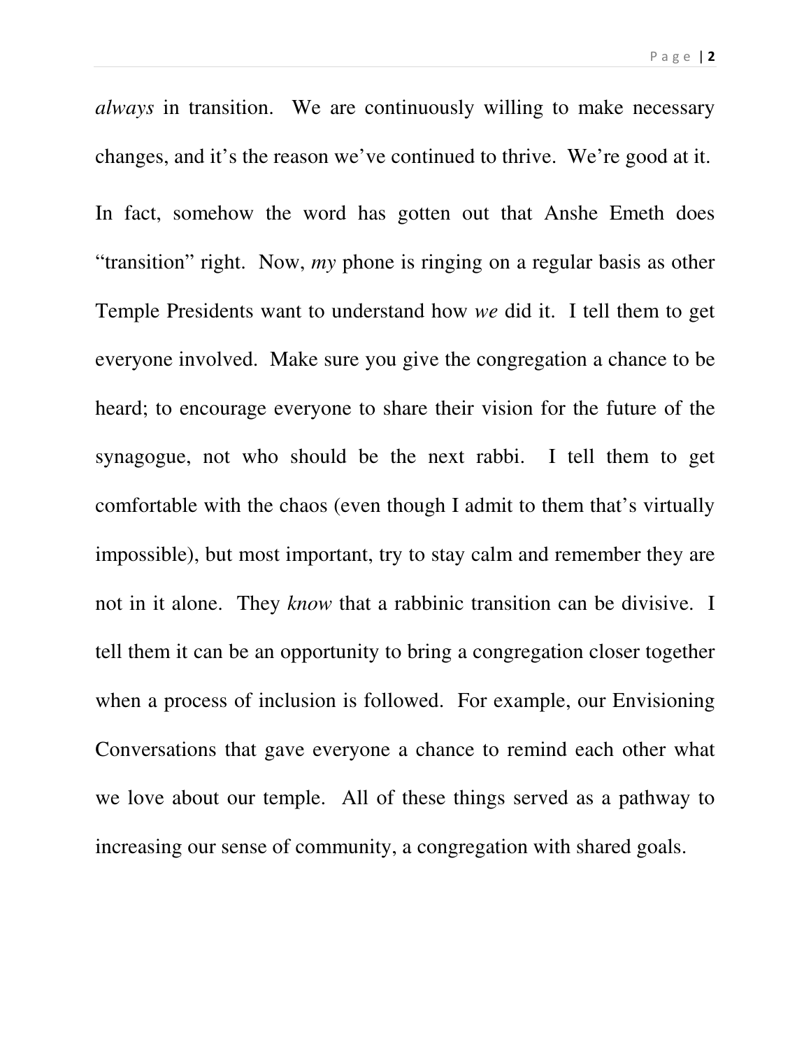*always* in transition. We are continuously willing to make necessary changes, and it's the reason we've continued to thrive. We're good at it.

In fact, somehow the word has gotten out that Anshe Emeth does "transition" right. Now, *my* phone is ringing on a regular basis as other Temple Presidents want to understand how *we* did it. I tell them to get everyone involved. Make sure you give the congregation a chance to be heard; to encourage everyone to share their vision for the future of the synagogue, not who should be the next rabbi. I tell them to get comfortable with the chaos (even though I admit to them that's virtually impossible), but most important, try to stay calm and remember they are not in it alone. They *know* that a rabbinic transition can be divisive. I tell them it can be an opportunity to bring a congregation closer together when a process of inclusion is followed. For example, our Envisioning Conversations that gave everyone a chance to remind each other what we love about our temple. All of these things served as a pathway to increasing our sense of community, a congregation with shared goals.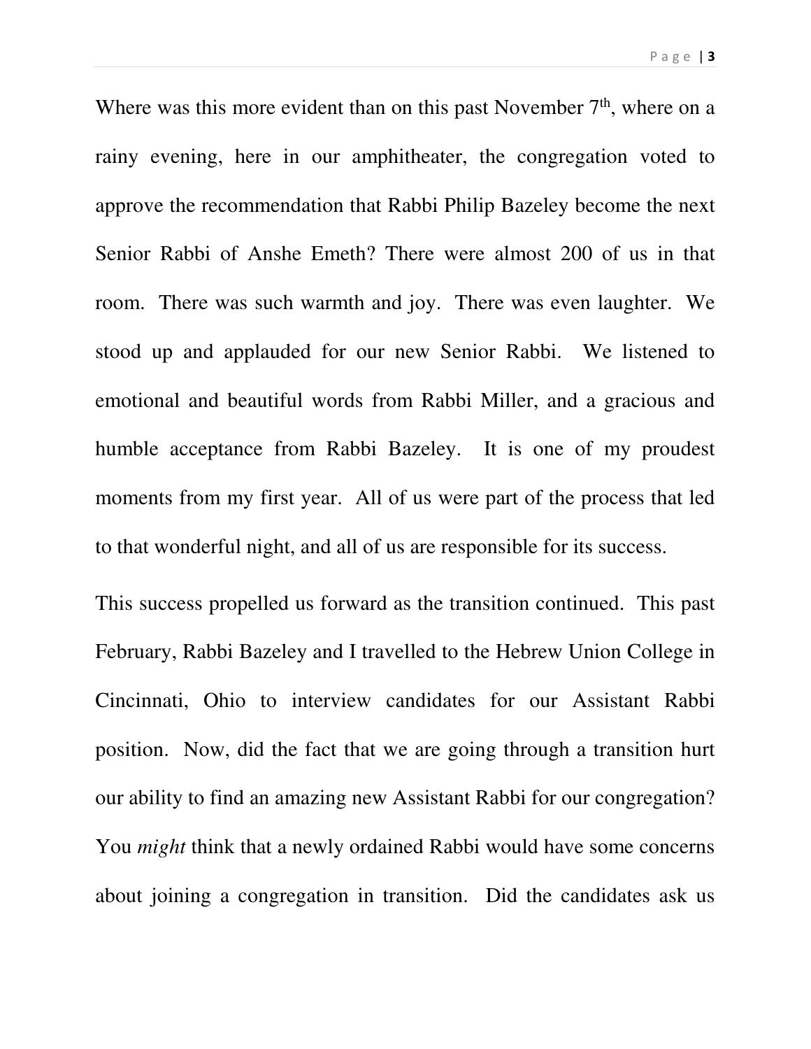Where was this more evident than on this past November 7th, where on a rainy evening, here in our amphitheater, the congregation voted to approve the recommendation that Rabbi Philip Bazeley become the next Senior Rabbi of Anshe Emeth? There were almost 200 of us in that room. There was such warmth and joy. There was even laughter. We stood up and applauded for our new Senior Rabbi. We listened to emotional and beautiful words from Rabbi Miller, and a gracious and humble acceptance from Rabbi Bazeley. It is one of my proudest moments from my first year. All of us were part of the process that led to that wonderful night, and all of us are responsible for its success.

This success propelled us forward as the transition continued. This past February, Rabbi Bazeley and I travelled to the Hebrew Union College in Cincinnati, Ohio to interview candidates for our Assistant Rabbi position. Now, did the fact that we are going through a transition hurt our ability to find an amazing new Assistant Rabbi for our congregation? You *might* think that a newly ordained Rabbi would have some concerns about joining a congregation in transition. Did the candidates ask us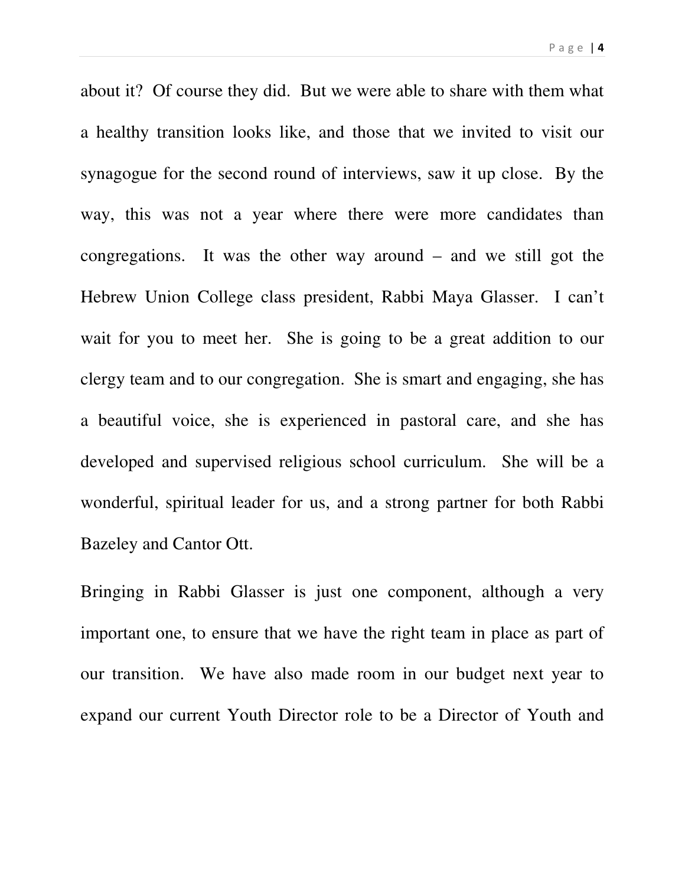about it? Of course they did. But we were able to share with them what a healthy transition looks like, and those that we invited to visit our synagogue for the second round of interviews, saw it up close. By the way, this was not a year where there were more candidates than congregations. It was the other way around – and we still got the Hebrew Union College class president, Rabbi Maya Glasser. I can't wait for you to meet her. She is going to be a great addition to our clergy team and to our congregation. She is smart and engaging, she has a beautiful voice, she is experienced in pastoral care, and she has developed and supervised religious school curriculum. She will be a wonderful, spiritual leader for us, and a strong partner for both Rabbi Bazeley and Cantor Ott.

Bringing in Rabbi Glasser is just one component, although a very important one, to ensure that we have the right team in place as part of our transition. We have also made room in our budget next year to expand our current Youth Director role to be a Director of Youth and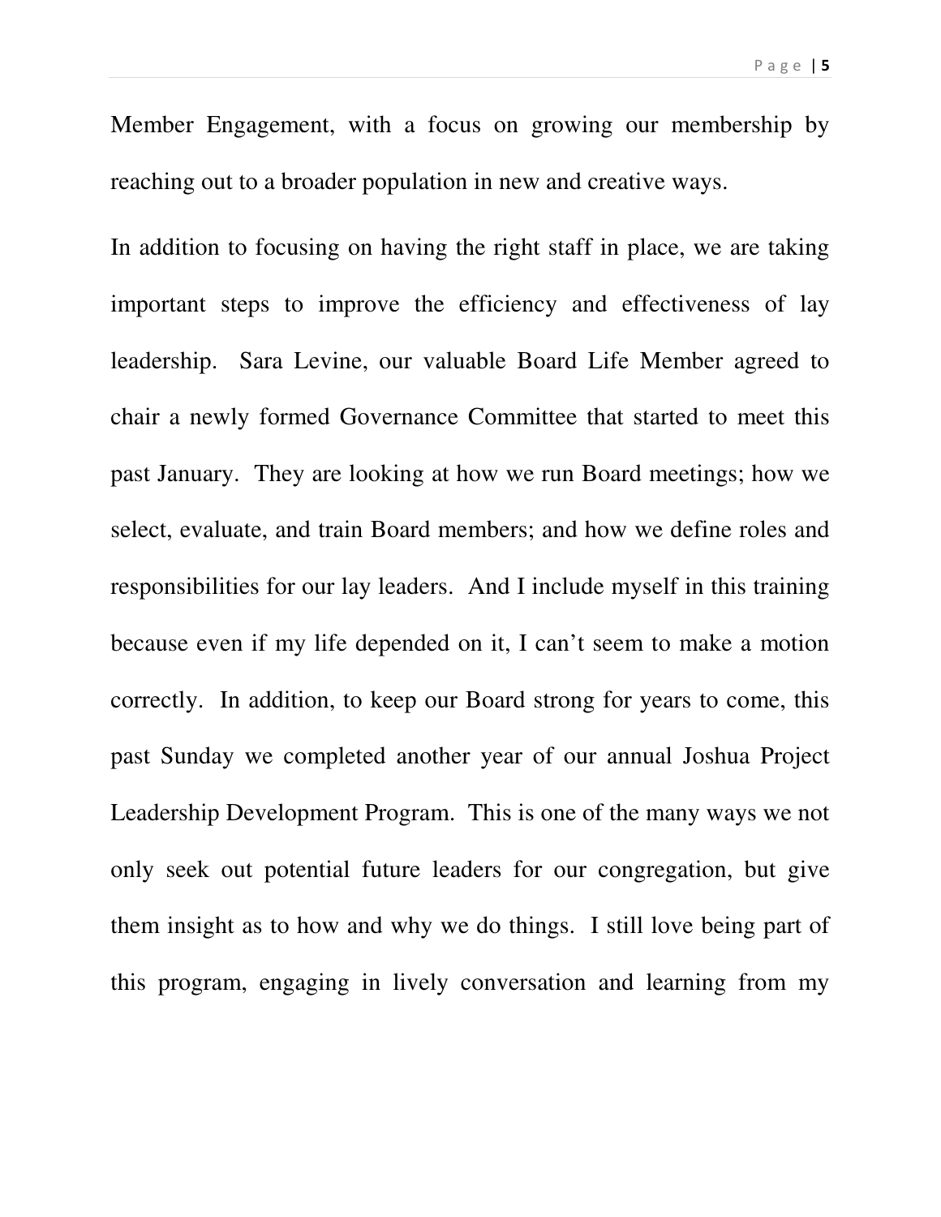Member Engagement, with a focus on growing our membership by reaching out to a broader population in new and creative ways.

In addition to focusing on having the right staff in place, we are taking important steps to improve the efficiency and effectiveness of lay leadership. Sara Levine, our valuable Board Life Member agreed to chair a newly formed Governance Committee that started to meet this past January. They are looking at how we run Board meetings; how we select, evaluate, and train Board members; and how we define roles and responsibilities for our lay leaders. And I include myself in this training because even if my life depended on it, I can't seem to make a motion correctly. In addition, to keep our Board strong for years to come, this past Sunday we completed another year of our annual Joshua Project Leadership Development Program. This is one of the many ways we not only seek out potential future leaders for our congregation, but give them insight as to how and why we do things. I still love being part of this program, engaging in lively conversation and learning from my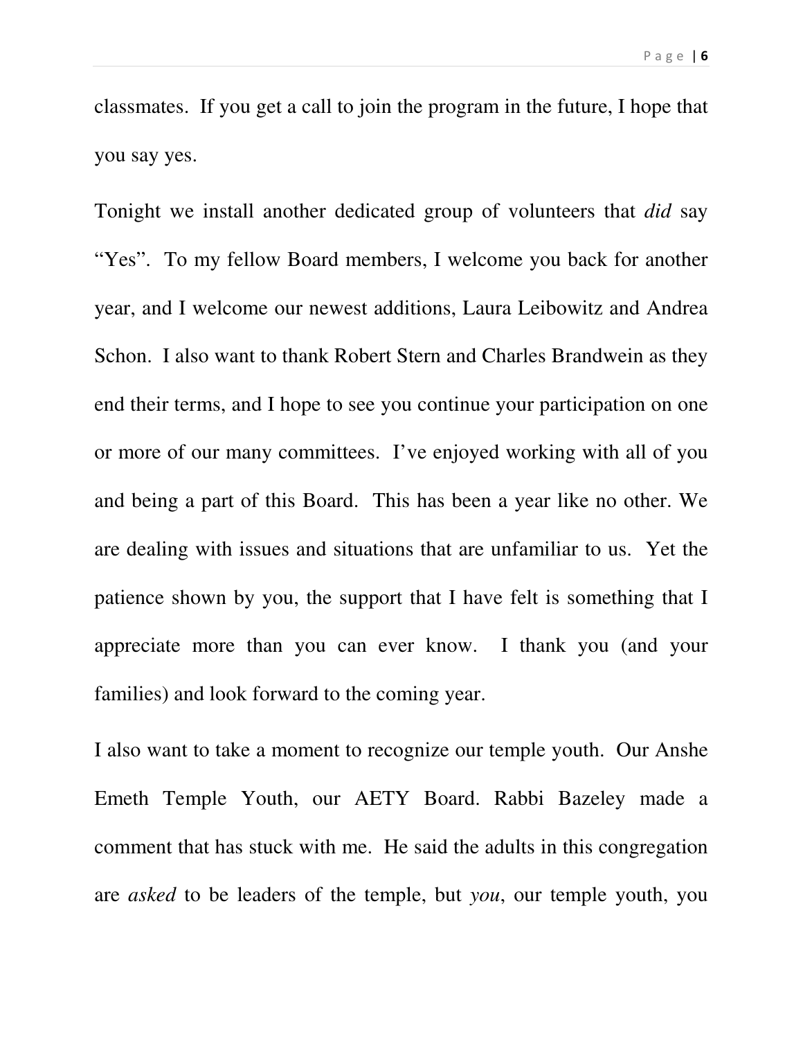classmates. If you get a call to join the program in the future, I hope that you say yes.

Tonight we install another dedicated group of volunteers that *did* say "Yes". To my fellow Board members, I welcome you back for another year, and I welcome our newest additions, Laura Leibowitz and Andrea Schon. I also want to thank Robert Stern and Charles Brandwein as they end their terms, and I hope to see you continue your participation on one or more of our many committees. I've enjoyed working with all of you and being a part of this Board. This has been a year like no other. We are dealing with issues and situations that are unfamiliar to us. Yet the patience shown by you, the support that I have felt is something that I appreciate more than you can ever know. I thank you (and your families) and look forward to the coming year.

I also want to take a moment to recognize our temple youth. Our Anshe Emeth Temple Youth, our AETY Board. Rabbi Bazeley made a comment that has stuck with me. He said the adults in this congregation are *asked* to be leaders of the temple, but *you*, our temple youth, you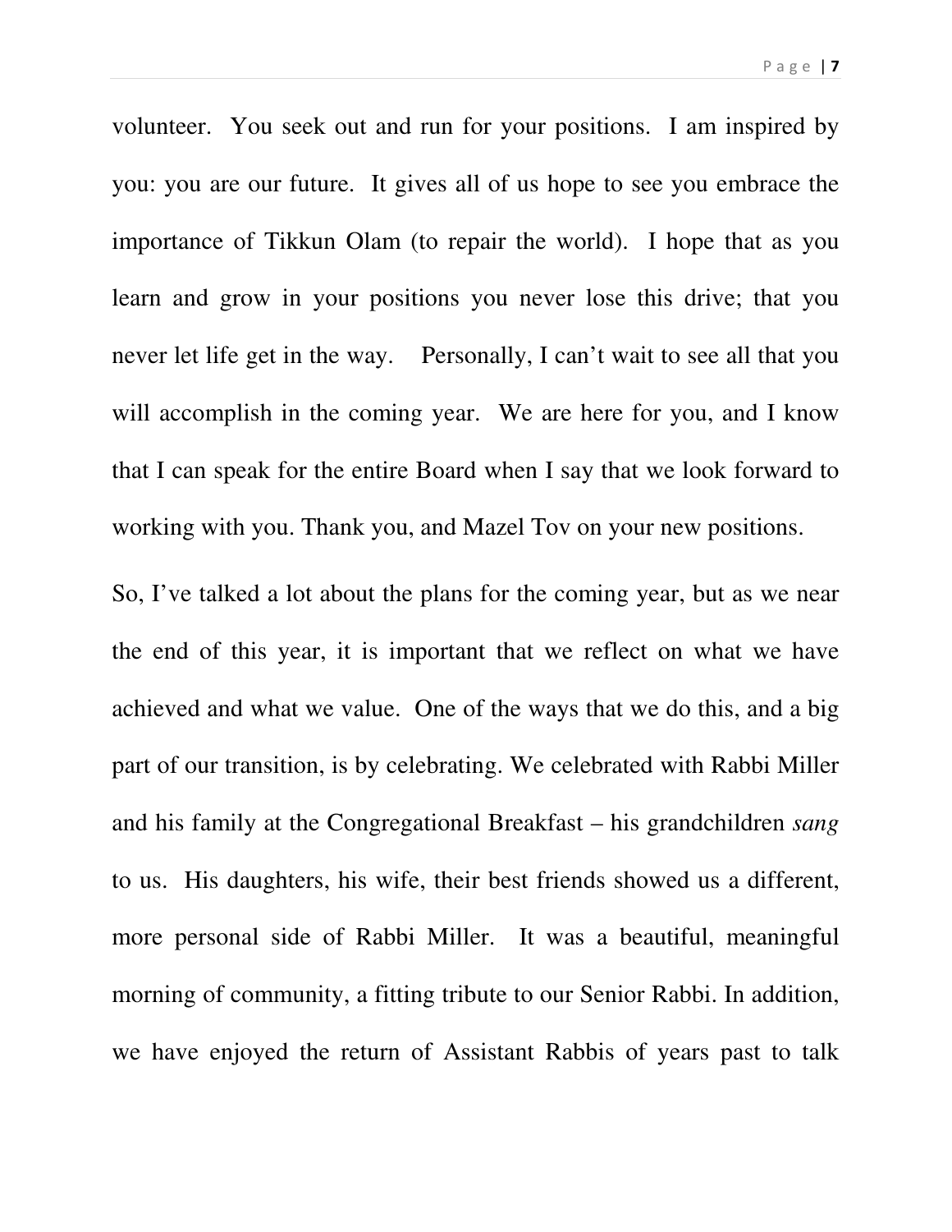volunteer. You seek out and run for your positions. I am inspired by you: you are our future. It gives all of us hope to see you embrace the importance of Tikkun Olam (to repair the world). I hope that as you learn and grow in your positions you never lose this drive; that you never let life get in the way. Personally, I can't wait to see all that you will accomplish in the coming year. We are here for you, and I know that I can speak for the entire Board when I say that we look forward to working with you. Thank you, and Mazel Tov on your new positions.

So, I've talked a lot about the plans for the coming year, but as we near the end of this year, it is important that we reflect on what we have achieved and what we value. One of the ways that we do this, and a big part of our transition, is by celebrating. We celebrated with Rabbi Miller and his family at the Congregational Breakfast – his grandchildren *sang* to us. His daughters, his wife, their best friends showed us a different, more personal side of Rabbi Miller. It was a beautiful, meaningful morning of community, a fitting tribute to our Senior Rabbi. In addition, we have enjoyed the return of Assistant Rabbis of years past to talk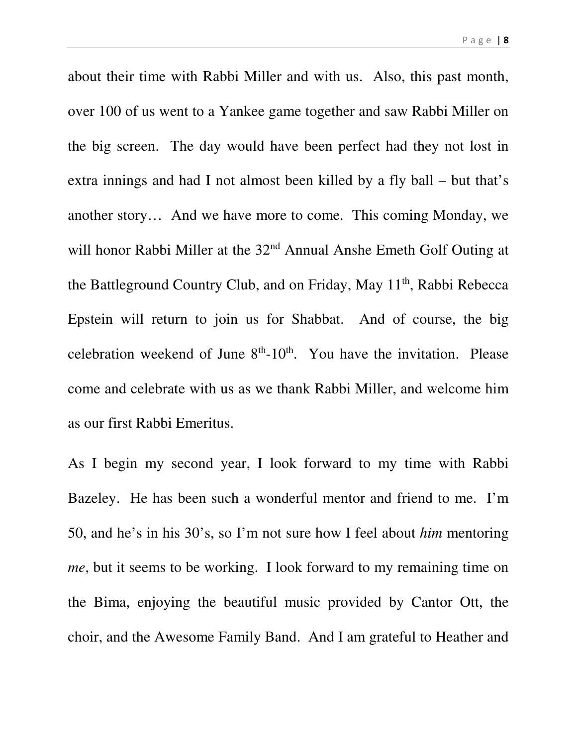about their time with Rabbi Miller and with us. Also, this past month, over 100 of us went to a Yankee game together and saw Rabbi Miller on the big screen. The day would have been perfect had they not lost in extra innings and had I not almost been killed by a fly ball – but that's another story… And we have more to come. This coming Monday, we will honor Rabbi Miller at the 32nd Annual Anshe Emeth Golf Outing at the Battleground Country Club, and on Friday, May 11th, Rabbi Rebecca Epstein will return to join us for Shabbat. And of course, the big celebration weekend of June 8th-10th. You have the invitation. Please come and celebrate with us as we thank Rabbi Miller, and welcome him as our first Rabbi Emeritus.

As I begin my second year, I look forward to my time with Rabbi Bazeley. He has been such a wonderful mentor and friend to me. I'm 50, and he's in his 30's, so I'm not sure how I feel about *him* mentoring *me*, but it seems to be working. I look forward to my remaining time on the Bima, enjoying the beautiful music provided by Cantor Ott, the choir, and the Awesome Family Band. And I am grateful to Heather and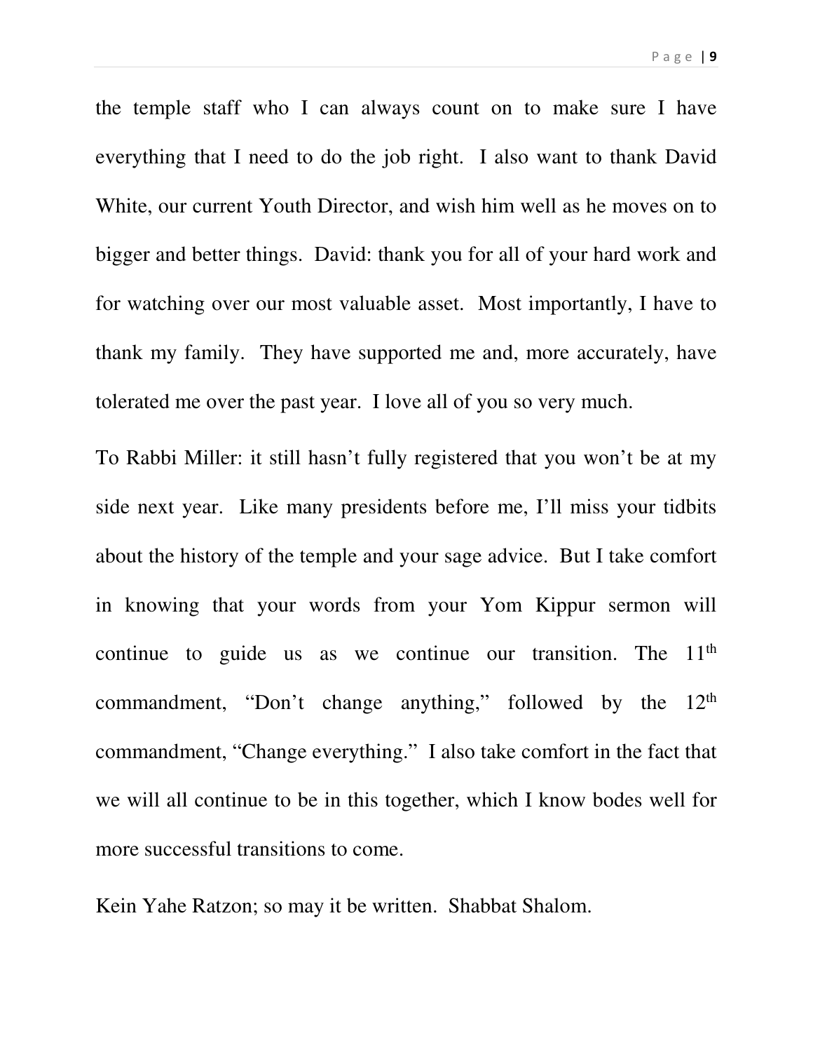the temple staff who I can always count on to make sure I have everything that I need to do the job right. I also want to thank David White, our current Youth Director, and wish him well as he moves on to bigger and better things. David: thank you for all of your hard work and for watching over our most valuable asset. Most importantly, I have to thank my family. They have supported me and, more accurately, have tolerated me over the past year. I love all of you so very much.

To Rabbi Miller: it still hasn't fully registered that you won't be at my side next year. Like many presidents before me, I'll miss your tidbits about the history of the temple and your sage advice. But I take comfort in knowing that your words from your Yom Kippur sermon will continue to guide us as we continue our transition. The 11th commandment, "Don't change anything," followed by the 12th commandment, "Change everything." I also take comfort in the fact that we will all continue to be in this together, which I know bodes well for more successful transitions to come.

Kein Yahe Ratzon; so may it be written. Shabbat Shalom.